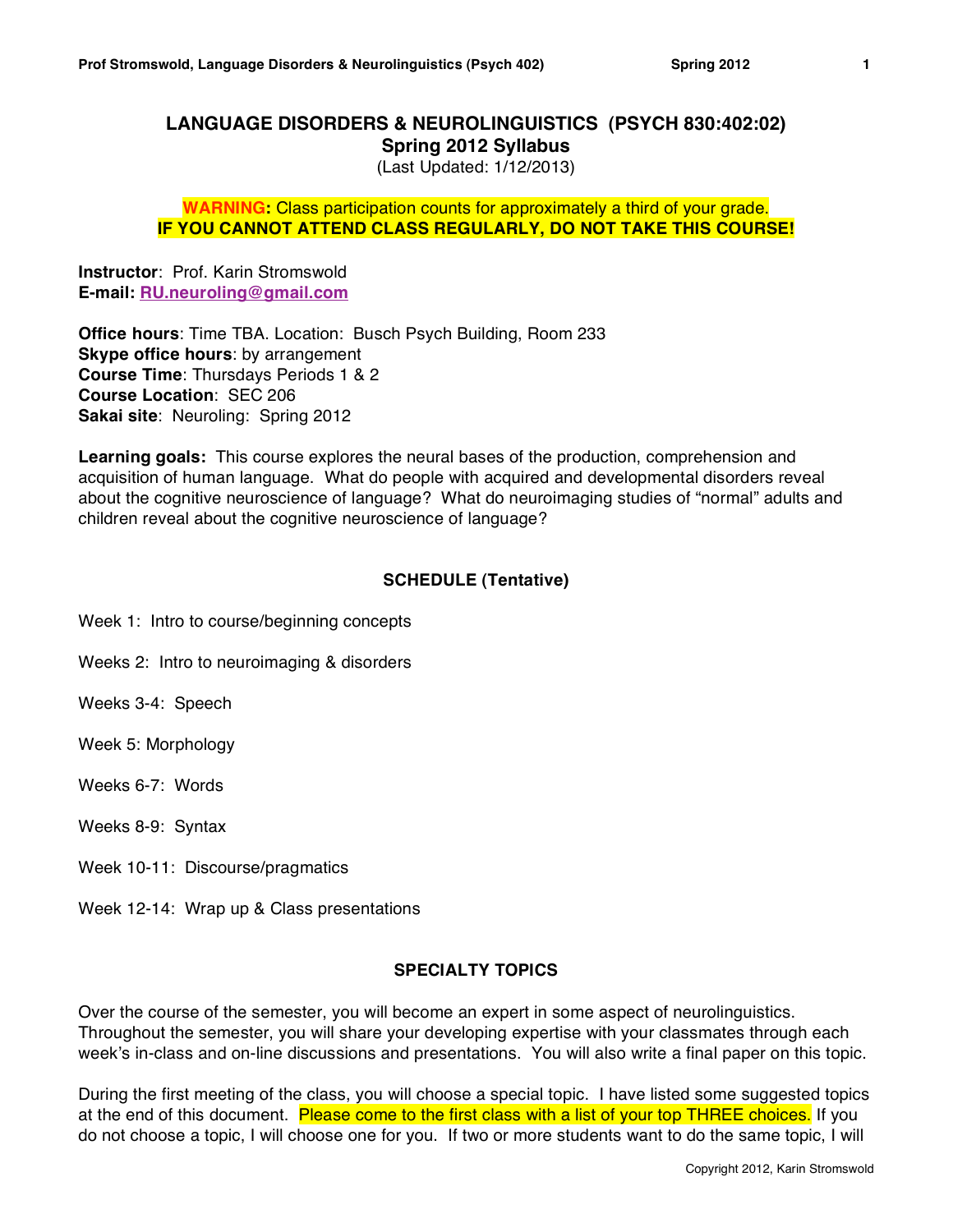# LANGUAGE DISORDERS & NEUROLINGUISTICS (PSYCH 830:402:02)
## Spring 2012 Syllabus
(Last Updated: 1/12/2013)

**WARNING:** Class participation counts for approximately a third of your grade.
**IF YOU CANNOT ATTEND CLASS REGULARLY, DO NOT TAKE THIS COURSE!**

**Instructor**: Prof. Karin Stromswold
**E-mail: RU.neuroling@gmail.com**

**Office hours**: Time TBA. Location: Busch Psych Building, Room 233
**Skype office hours**: by arrangement
**Course Time**: Thursdays Periods 1 & 2
**Course Location**: SEC 206
**Sakai site**: Neuroling: Spring 2012

**Learning goals:** This course explores the neural bases of the production, comprehension and acquisition of human language. What do people with acquired and developmental disorders reveal about the cognitive neuroscience of language? What do neuroimaging studies of "normal" adults and children reveal about the cognitive neuroscience of language?

### SCHEDULE (Tentative)

Week 1: Intro to course/beginning concepts

Weeks 2: Intro to neuroimaging & disorders

Weeks 3-4: Speech

Week 5: Morphology

Weeks 6-7: Words

Weeks 8-9: Syntax

Week 10-11: Discourse/pragmatics

Week 12-14: Wrap up & Class presentations

### SPECIALTY TOPICS

Over the course of the semester, you will become an expert in some aspect of neurolinguistics. Throughout the semester, you will share your developing expertise with your classmates through each week's in-class and on-line discussions and presentations. You will also write a final paper on this topic.

During the first meeting of the class, you will choose a special topic. I have listed some suggested topics at the end of this document. Please come to the first class with a list of your top THREE choices. If you do not choose a topic, I will choose one for you. If two or more students want to do the same topic, I will

Copyright 2012, Karin Stromswold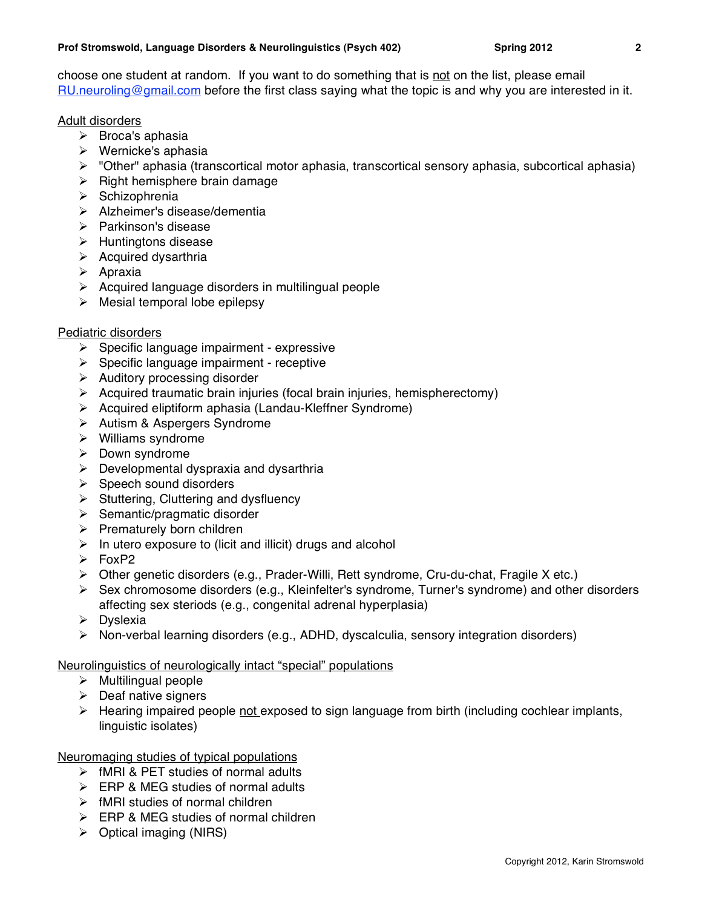choose one student at random. If you want to do something that is <u>not</u> on the list, please email RU.neuroling@gmail.com before the first class saying what the topic is and why you are interested in it.

<u>Adult disorders</u>

- Broca's aphasia
- Wernicke's aphasia
- "Other" aphasia (transcortical motor aphasia, transcortical sensory aphasia, subcortical aphasia)
- Right hemisphere brain damage
- Schizophrenia
- Alzheimer's disease/dementia
- Parkinson's disease
- Huntingtons disease
- Acquired dysarthria
- Apraxia
- Acquired language disorders in multilingual people
- Mesial temporal lobe epilepsy

<u>Pediatric disorders</u>

- Specific language impairment - expressive
- Specific language impairment - receptive
- Auditory processing disorder
- Acquired traumatic brain injuries (focal brain injuries, hemispherectomy)
- Acquired eliptiform aphasia (Landau-Kleffner Syndrome)
- Autism & Aspergers Syndrome
- Williams syndrome
- Down syndrome
- Developmental dyspraxia and dysarthria
- Speech sound disorders
- Stuttering, Cluttering and dysfluency
- Semantic/pragmatic disorder
- Prematurely born children
- In utero exposure to (licit and illicit) drugs and alcohol
- FoxP2
- Other genetic disorders (e.g., Prader-Willi, Rett syndrome, Cru-du-chat, Fragile X etc.)
- Sex chromosome disorders (e.g., Kleinfelter's syndrome, Turner's syndrome) and other disorders affecting sex steriods (e.g., congenital adrenal hyperplasia)
- Dyslexia
- Non-verbal learning disorders (e.g., ADHD, dyscalculia, sensory integration disorders)

<u>Neurolinguistics of neurologically intact "special" populations</u>

- Multilingual people
- Deaf native signers
- Hearing impaired people <u>not</u> exposed to sign language from birth (including cochlear implants, linguistic isolates)

<u>Neuromaging studies of typical populations</u>

- fMRI & PET studies of normal adults
- ERP & MEG studies of normal adults
- fMRI studies of normal children
- ERP & MEG studies of normal children
- Optical imaging (NIRS)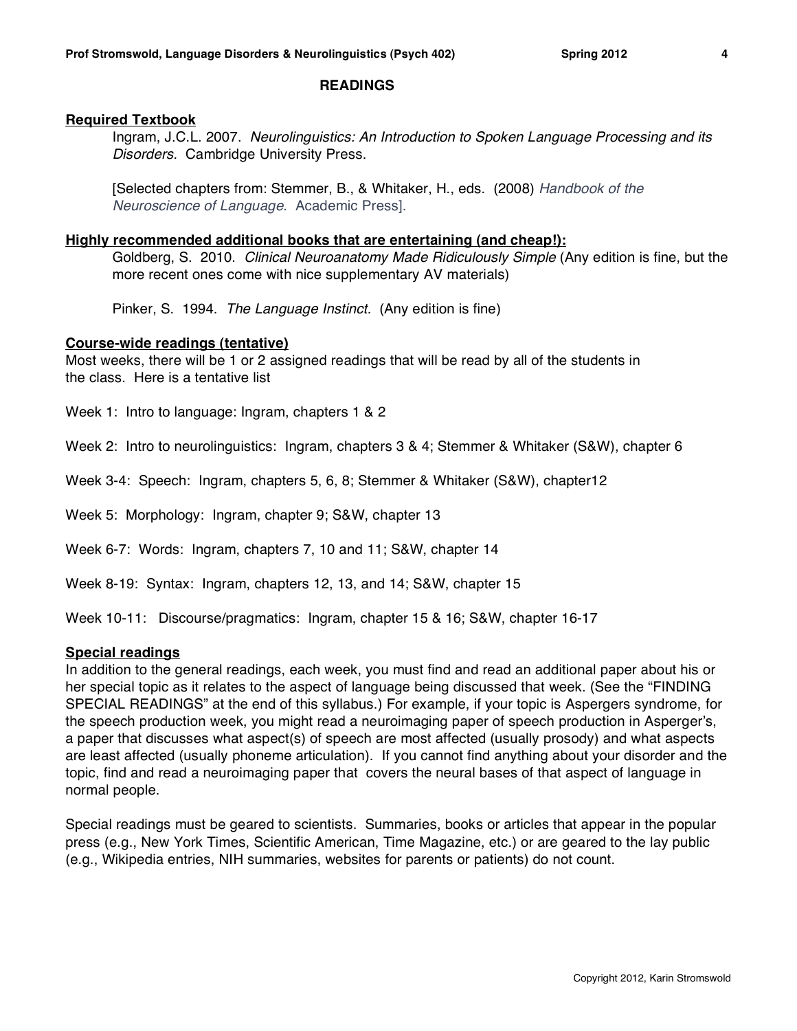## READINGS

### Required Textbook

Ingram, J.C.L. 2007. *Neurolinguistics: An Introduction to Spoken Language Processing and its Disorders.* Cambridge University Press.

[Selected chapters from: Stemmer, B., & Whitaker, H., eds. (2008) *Handbook of the Neuroscience of Language*. Academic Press].

### Highly recommended additional books that are entertaining (and cheap!):

Goldberg, S. 2010. *Clinical Neuroanatomy Made Ridiculously Simple* (Any edition is fine, but the more recent ones come with nice supplementary AV materials)

Pinker, S. 1994. *The Language Instinct.* (Any edition is fine)

### Course-wide readings (tentative)

Most weeks, there will be 1 or 2 assigned readings that will be read by all of the students in the class. Here is a tentative list

Week 1: Intro to language: Ingram, chapters 1 & 2

Week 2: Intro to neurolinguistics: Ingram, chapters 3 & 4; Stemmer & Whitaker (S&W), chapter 6

Week 3-4: Speech: Ingram, chapters 5, 6, 8; Stemmer & Whitaker (S&W), chapter12

Week 5: Morphology: Ingram, chapter 9; S&W, chapter 13

Week 6-7: Words: Ingram, chapters 7, 10 and 11; S&W, chapter 14

Week 8-19: Syntax: Ingram, chapters 12, 13, and 14; S&W, chapter 15

Week 10-11: Discourse/pragmatics: Ingram, chapter 15 & 16; S&W, chapter 16-17

### Special readings

In addition to the general readings, each week, you must find and read an additional paper about his or her special topic as it relates to the aspect of language being discussed that week. (See the "FINDING SPECIAL READINGS" at the end of this syllabus.) For example, if your topic is Aspergers syndrome, for the speech production week, you might read a neuroimaging paper of speech production in Asperger's, a paper that discusses what aspect(s) of speech are most affected (usually prosody) and what aspects are least affected (usually phoneme articulation). If you cannot find anything about your disorder and the topic, find and read a neuroimaging paper that covers the neural bases of that aspect of language in normal people.

Special readings must be geared to scientists. Summaries, books or articles that appear in the popular press (e.g., New York Times, Scientific American, Time Magazine, etc.) or are geared to the lay public (e.g., Wikipedia entries, NIH summaries, websites for parents or patients) do not count.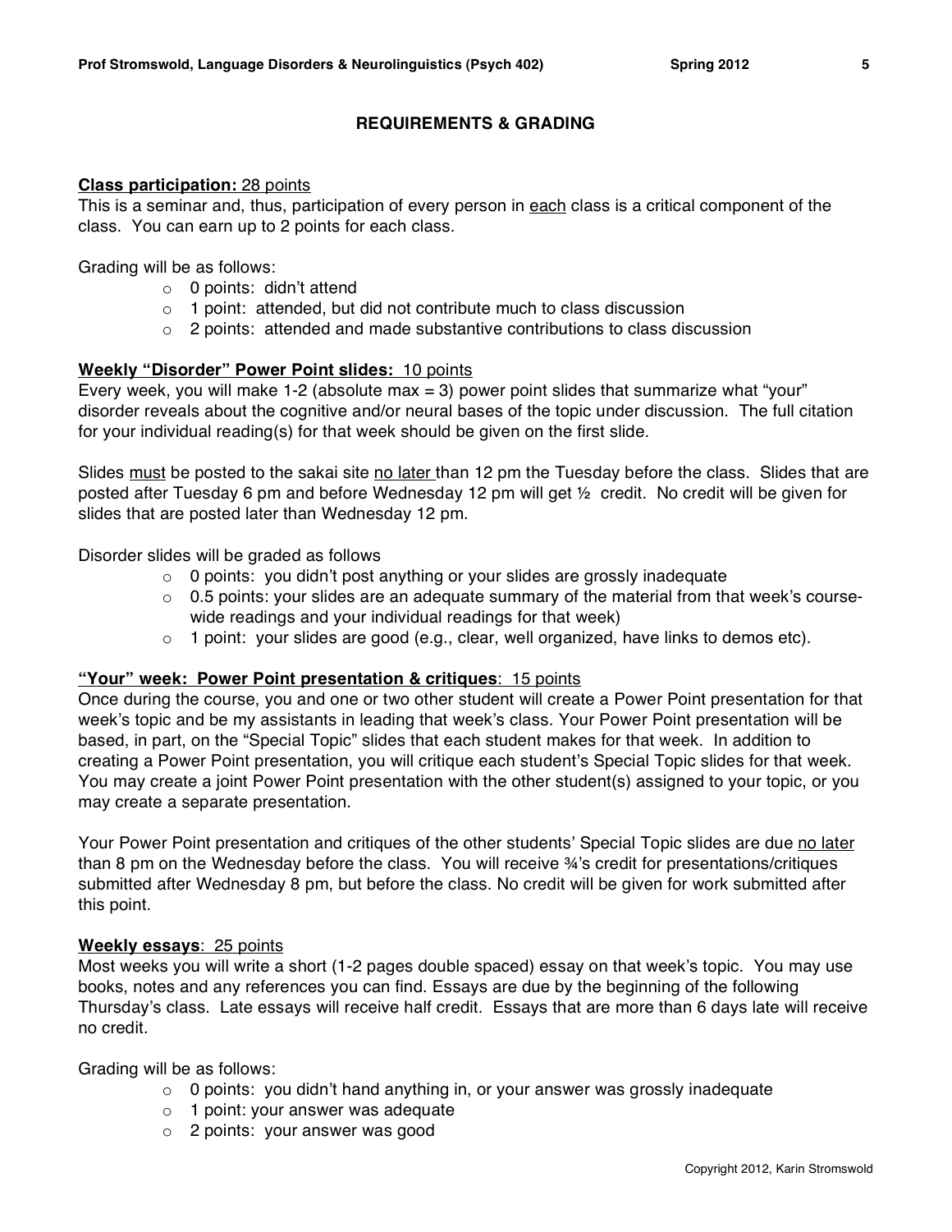## REQUIREMENTS & GRADING

**Class participation:** 28 points

This is a seminar and, thus, participation of every person in each class is a critical component of the class. You can earn up to 2 points for each class.

Grading will be as follows:

- 0 points: didn't attend
- 1 point: attended, but did not contribute much to class discussion
- 2 points: attended and made substantive contributions to class discussion

**Weekly "Disorder" Power Point slides:** 10 points

Every week, you will make 1-2 (absolute max = 3) power point slides that summarize what "your" disorder reveals about the cognitive and/or neural bases of the topic under discussion. The full citation for your individual reading(s) for that week should be given on the first slide.

Slides must be posted to the sakai site no later than 12 pm the Tuesday before the class. Slides that are posted after Tuesday 6 pm and before Wednesday 12 pm will get ½ credit. No credit will be given for slides that are posted later than Wednesday 12 pm.

Disorder slides will be graded as follows

- 0 points: you didn't post anything or your slides are grossly inadequate
- 0.5 points: your slides are an adequate summary of the material from that week's course-wide readings and your individual readings for that week)
- 1 point: your slides are good (e.g., clear, well organized, have links to demos etc).

**"Your" week: Power Point presentation & critiques**: 15 points

Once during the course, you and one or two other student will create a Power Point presentation for that week's topic and be my assistants in leading that week's class. Your Power Point presentation will be based, in part, on the "Special Topic" slides that each student makes for that week. In addition to creating a Power Point presentation, you will critique each student's Special Topic slides for that week. You may create a joint Power Point presentation with the other student(s) assigned to your topic, or you may create a separate presentation.

Your Power Point presentation and critiques of the other students' Special Topic slides are due no later than 8 pm on the Wednesday before the class. You will receive ¾'s credit for presentations/critiques submitted after Wednesday 8 pm, but before the class. No credit will be given for work submitted after this point.

**Weekly essays**: 25 points

Most weeks you will write a short (1-2 pages double spaced) essay on that week's topic. You may use books, notes and any references you can find. Essays are due by the beginning of the following Thursday's class. Late essays will receive half credit. Essays that are more than 6 days late will receive no credit.

Grading will be as follows:

- 0 points: you didn't hand anything in, or your answer was grossly inadequate
- 1 point: your answer was adequate
- 2 points: your answer was good

Copyright 2012, Karin Stromswold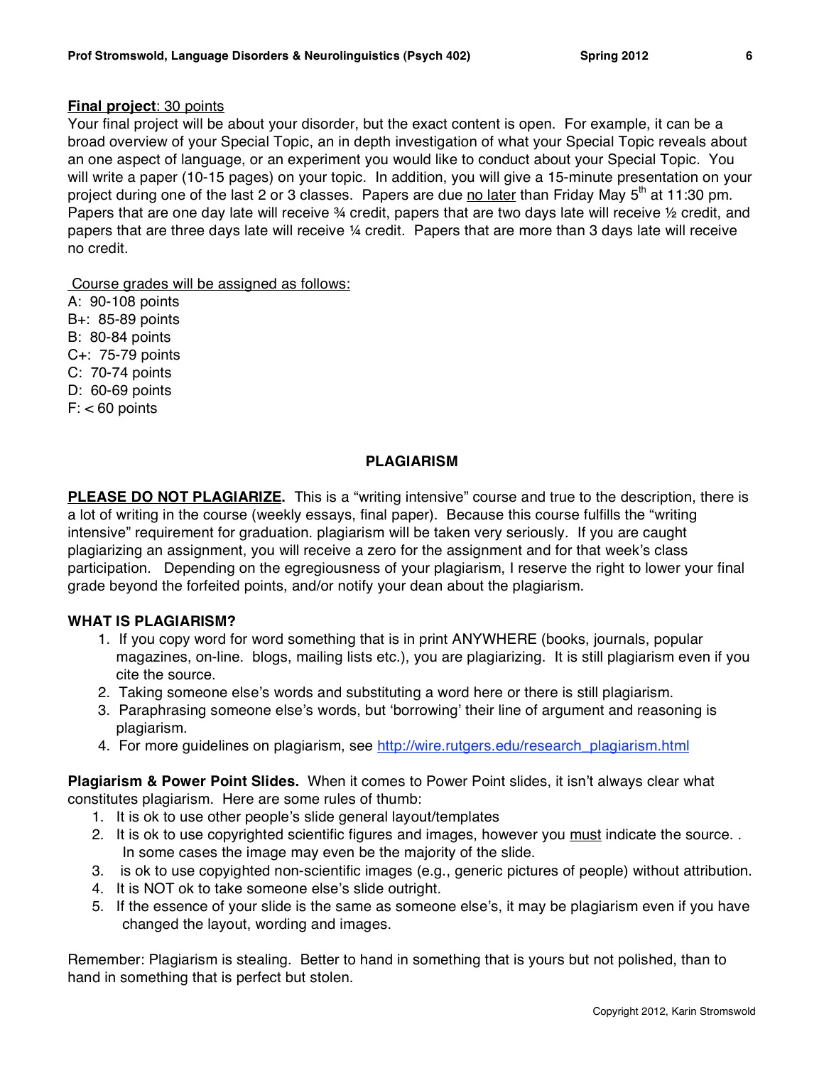**<u>Final project</u>**<u>: 30 points</u>

Your final project will be about your disorder, but the exact content is open. For example, it can be a broad overview of your Special Topic, an in depth investigation of what your Special Topic reveals about an one aspect of language, or an experiment you would like to conduct about your Special Topic. You will write a paper (10-15 pages) on your topic. In addition, you will give a 15-minute presentation on your project during one of the last 2 or 3 classes. Papers are due <u>no later</u> than Friday May 5th at 11:30 pm. Papers that are one day late will receive ¾ credit, papers that are two days late will receive ½ credit, and papers that are three days late will receive ¼ credit. Papers that are more than 3 days late will receive no credit.

<u>Course grades will be assigned as follows:</u>

A: 90-108 points
B+: 85-89 points
B: 80-84 points
C+: 75-79 points
C: 70-74 points
D: 60-69 points
F: < 60 points

## PLAGIARISM

**<u>PLEASE DO NOT PLAGIARIZE</u>.** This is a "writing intensive" course and true to the description, there is a lot of writing in the course (weekly essays, final paper). Because this course fulfills the "writing intensive" requirement for graduation. plagiarism will be taken very seriously. If you are caught plagiarizing an assignment, you will receive a zero for the assignment and for that week's class participation. Depending on the egregiousness of your plagiarism, I reserve the right to lower your final grade beyond the forfeited points, and/or notify your dean about the plagiarism.

### WHAT IS PLAGIARISM?

1. If you copy word for word something that is in print ANYWHERE (books, journals, popular magazines, on-line. blogs, mailing lists etc.), you are plagiarizing. It is still plagiarism even if you cite the source.
2. Taking someone else's words and substituting a word here or there is still plagiarism.
3. Paraphrasing someone else's words, but 'borrowing' their line of argument and reasoning is plagiarism.
4. For more guidelines on plagiarism, see http://wire.rutgers.edu/research_plagiarism.html

**Plagiarism & Power Point Slides.** When it comes to Power Point slides, it isn't always clear what constitutes plagiarism. Here are some rules of thumb:

1. It is ok to use other people's slide general layout/templates
2. It is ok to use copyrighted scientific figures and images, however you <u>must</u> indicate the source. . In some cases the image may even be the majority of the slide.
3. is ok to use copyighted non-scientific images (e.g., generic pictures of people) without attribution.
4. It is NOT ok to take someone else's slide outright.
5. If the essence of your slide is the same as someone else's, it may be plagiarism even if you have changed the layout, wording and images.

Remember: Plagiarism is stealing. Better to hand in something that is yours but not polished, than to hand in something that is perfect but stolen.

Copyright 2012, Karin Stromswold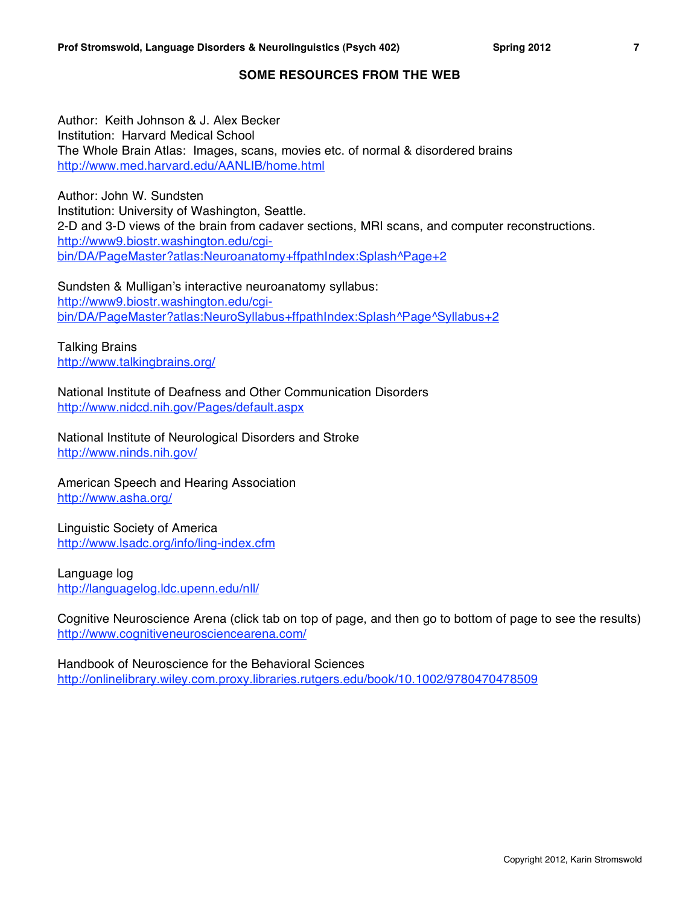## SOME RESOURCES FROM THE WEB

Author: Keith Johnson & J. Alex Becker
Institution: Harvard Medical School
The Whole Brain Atlas: Images, scans, movies etc. of normal & disordered brains
http://www.med.harvard.edu/AANLIB/home.html

Author: John W. Sundsten
Institution: University of Washington, Seattle.
2-D and 3-D views of the brain from cadaver sections, MRI scans, and computer reconstructions.
http://www9.biostr.washington.edu/cgi-bin/DA/PageMaster?atlas:Neuroanatomy+ffpathIndex:Splash^Page+2

Sundsten & Mulligan's interactive neuroanatomy syllabus:
http://www9.biostr.washington.edu/cgi-bin/DA/PageMaster?atlas:NeuroSyllabus+ffpathIndex:Splash^Page^Syllabus+2

Talking Brains
http://www.talkingbrains.org/

National Institute of Deafness and Other Communication Disorders
http://www.nidcd.nih.gov/Pages/default.aspx

National Institute of Neurological Disorders and Stroke
http://www.ninds.nih.gov/

American Speech and Hearing Association
http://www.asha.org/

Linguistic Society of America
http://www.lsadc.org/info/ling-index.cfm

Language log
http://languagelog.ldc.upenn.edu/nll/

Cognitive Neuroscience Arena (click tab on top of page, and then go to bottom of page to see the results)
http://www.cognitiveneurosciencearena.com/

Handbook of Neuroscience for the Behavioral Sciences
http://onlinelibrary.wiley.com.proxy.libraries.rutgers.edu/book/10.1002/9780470478509

Copyright 2012, Karin Stromswold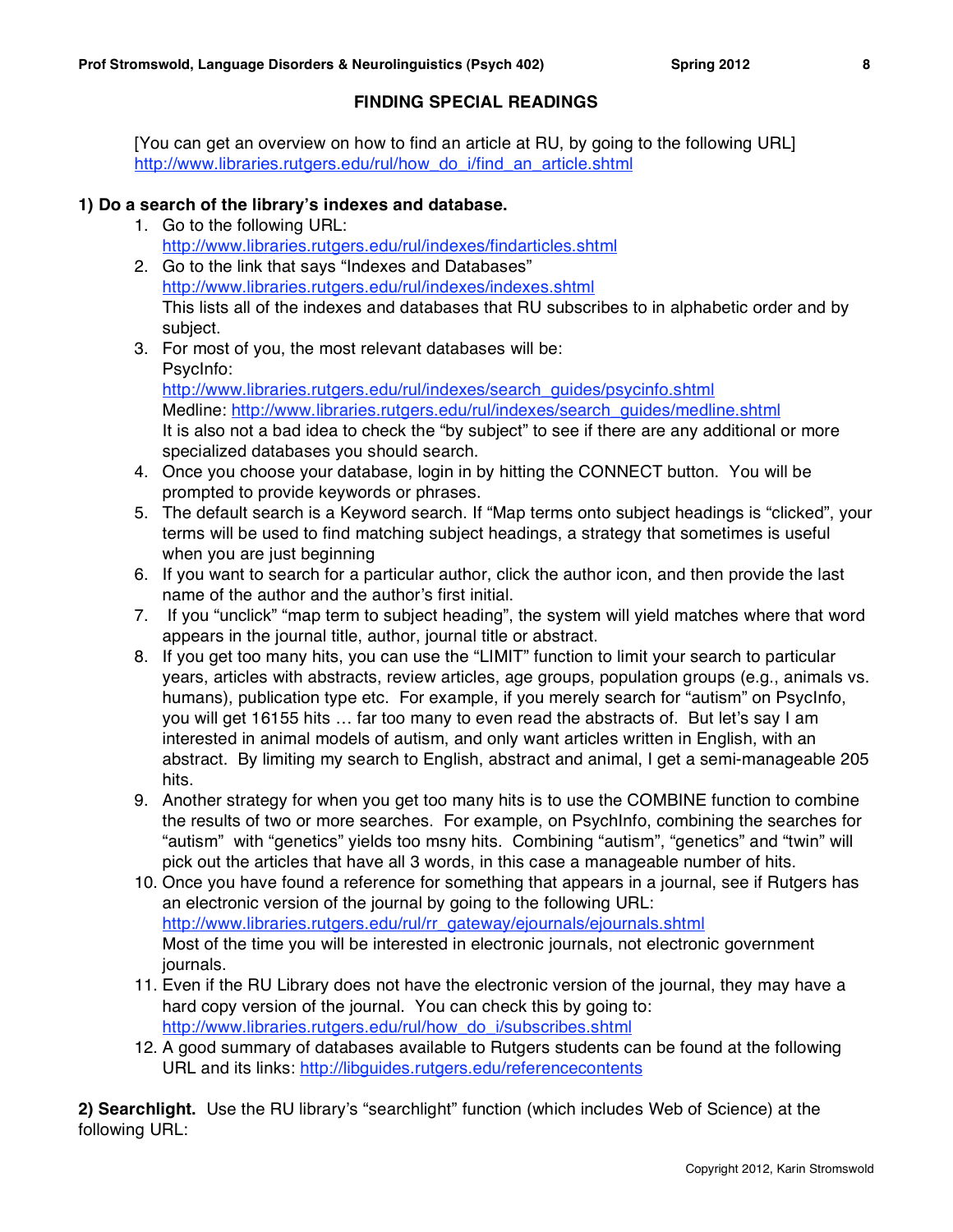## FINDING SPECIAL READINGS

[You can get an overview on how to find an article at RU, by going to the following URL]
http://www.libraries.rutgers.edu/rul/how_do_i/find_an_article.shtml

### 1) Do a search of the library's indexes and database.

1. Go to the following URL:
   http://www.libraries.rutgers.edu/rul/indexes/findarticles.shtml
2. Go to the link that says "Indexes and Databases"
   http://www.libraries.rutgers.edu/rul/indexes/indexes.shtml
   This lists all of the indexes and databases that RU subscribes to in alphabetic order and by subject.
3. For most of you, the most relevant databases will be:
   PsycInfo:
   http://www.libraries.rutgers.edu/rul/indexes/search_guides/psycinfo.shtml
   Medline: http://www.libraries.rutgers.edu/rul/indexes/search_guides/medline.shtml
   It is also not a bad idea to check the "by subject" to see if there are any additional or more specialized databases you should search.
4. Once you choose your database, login in by hitting the CONNECT button. You will be prompted to provide keywords or phrases.
5. The default search is a Keyword search. If "Map terms onto subject headings is "clicked", your terms will be used to find matching subject headings, a strategy that sometimes is useful when you are just beginning
6. If you want to search for a particular author, click the author icon, and then provide the last name of the author and the author's first initial.
7. If you "unclick" "map term to subject heading", the system will yield matches where that word appears in the journal title, author, journal title or abstract.
8. If you get too many hits, you can use the "LIMIT" function to limit your search to particular years, articles with abstracts, review articles, age groups, population groups (e.g., animals vs. humans), publication type etc. For example, if you merely search for "autism" on PsycInfo, you will get 16155 hits … far too many to even read the abstracts of. But let's say I am interested in animal models of autism, and only want articles written in English, with an abstract. By limiting my search to English, abstract and animal, I get a semi-manageable 205 hits.
9. Another strategy for when you get too many hits is to use the COMBINE function to combine the results of two or more searches. For example, on PsychInfo, combining the searches for "autism" with "genetics" yields too msny hits. Combining "autism", "genetics" and "twin" will pick out the articles that have all 3 words, in this case a manageable number of hits.
10. Once you have found a reference for something that appears in a journal, see if Rutgers has an electronic version of the journal by going to the following URL:
    http://www.libraries.rutgers.edu/rul/rr_gateway/ejournals/ejournals.shtml
    Most of the time you will be interested in electronic journals, not electronic government journals.
11. Even if the RU Library does not have the electronic version of the journal, they may have a hard copy version of the journal. You can check this by going to:
    http://www.libraries.rutgers.edu/rul/how_do_i/subscribes.shtml
12. A good summary of databases available to Rutgers students can be found at the following URL and its links: http://libguides.rutgers.edu/referencecontents

**2) Searchlight.** Use the RU library's "searchlight" function (which includes Web of Science) at the following URL: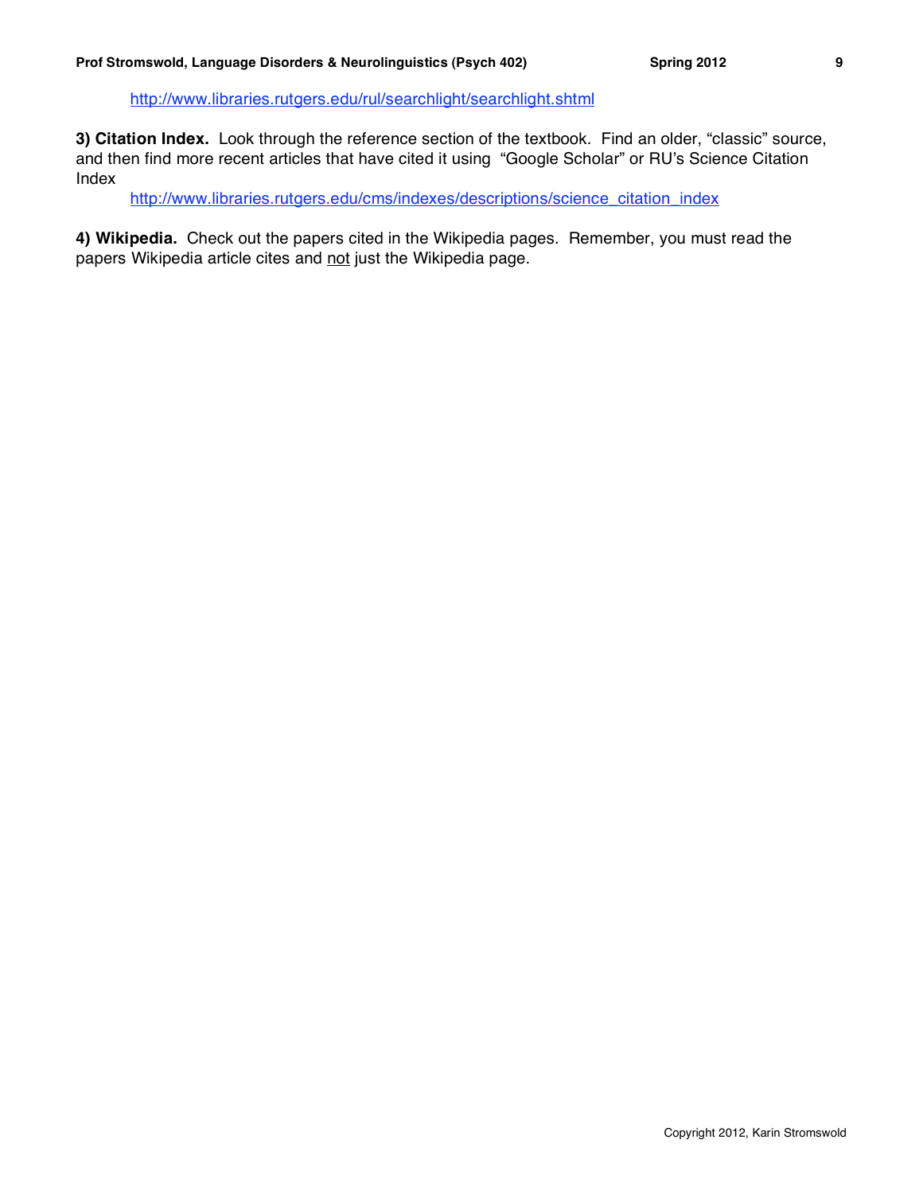http://www.libraries.rutgers.edu/rul/searchlight/searchlight.shtml

**3) Citation Index.** Look through the reference section of the textbook. Find an older, "classic" source, and then find more recent articles that have cited it using "Google Scholar" or RU's Science Citation Index

http://www.libraries.rutgers.edu/cms/indexes/descriptions/science_citation_index

**4) Wikipedia.** Check out the papers cited in the Wikipedia pages. Remember, you must read the papers Wikipedia article cites and not just the Wikipedia page.

Copyright 2012, Karin Stromswold